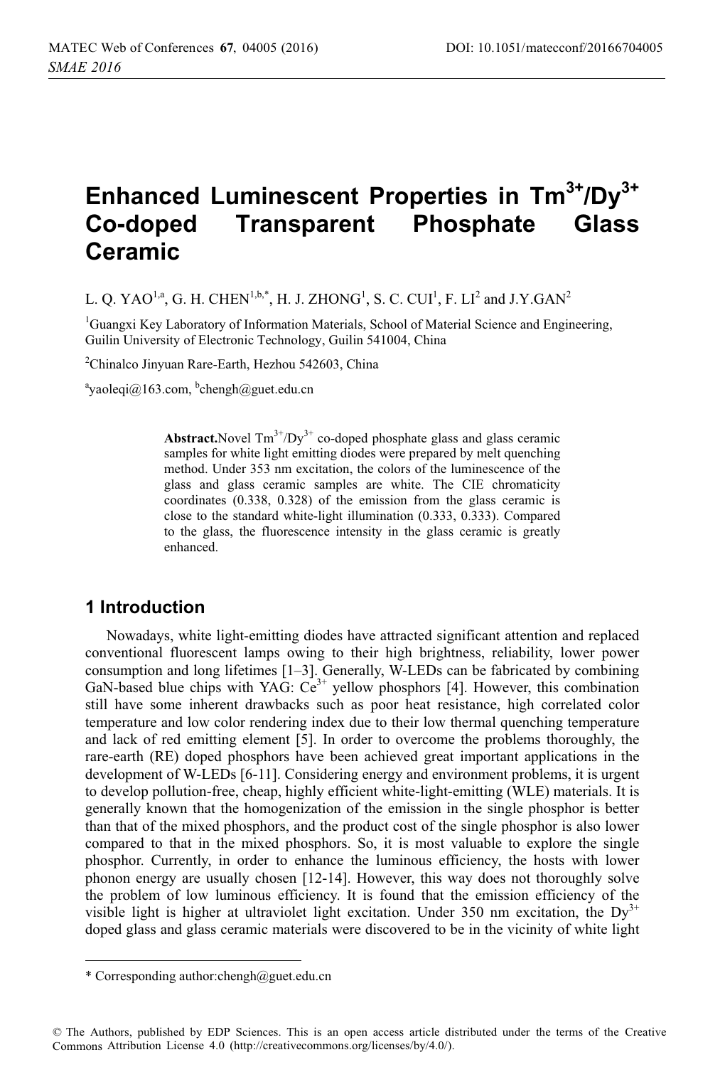# Enhanced Luminescent Properties in $Tm^{3+}$/$Dy^{3+}$ Co-doped Transparent Phosphate Glass Ceramic

L. Q. YAO[1,a], G. H. CHEN[1,b,*], H. J. ZHONG[1], S. C. CUI[1], F. LI[2] and J.Y.GAN[2]

[1]Guangxi Key Laboratory of Information Materials, School of Material Science and Engineering, Guilin University of Electronic Technology, Guilin 541004, China

[2]Chinalco Jinyuan Rare-Earth, Hezhou 542603, China

[a]yaoleqi@163.com, [b]chengh@guet.edu.cn

**Abstract.**Novel $Tm^{3+}$/$Dy^{3+}$ co-doped phosphate glass and glass ceramic samples for white light emitting diodes were prepared by melt quenching method. Under 353 nm excitation, the colors of the luminescence of the glass and glass ceramic samples are white. The CIE chromaticity coordinates (0.338, 0.328) of the emission from the glass ceramic is close to the standard white-light illumination (0.333, 0.333). Compared to the glass, the fluorescence intensity in the glass ceramic is greatly enhanced.

## 1 Introduction

Nowadays, white light-emitting diodes have attracted significant attention and replaced conventional fluorescent lamps owing to their high brightness, reliability, lower power consumption and long lifetimes [1–3]. Generally, W-LEDs can be fabricated by combining GaN-based blue chips with YAG: $Ce^{3+}$ yellow phosphors [4]. However, this combination still have some inherent drawbacks such as poor heat resistance, high correlated color temperature and low color rendering index due to their low thermal quenching temperature and lack of red emitting element [5]. In order to overcome the problems thoroughly, the rare-earth (RE) doped phosphors have been achieved great important applications in the development of W-LEDs [6-11]. Considering energy and environment problems, it is urgent to develop pollution-free, cheap, highly efficient white-light-emitting (WLE) materials. It is generally known that the homogenization of the emission in the single phosphor is better than that of the mixed phosphors, and the product cost of the single phosphor is also lower compared to that in the mixed phosphors. So, it is most valuable to explore the single phosphor. Currently, in order to enhance the luminous efficiency, the hosts with lower phonon energy are usually chosen [12-14]. However, this way does not thoroughly solve the problem of low luminous efficiency. It is found that the emission efficiency of the visible light is higher at ultraviolet light excitation. Under 350 nm excitation, the $Dy^{3+}$ doped glass and glass ceramic materials were discovered to be in the vicinity of white light

* Corresponding author:chengh@guet.edu.cn

© The Authors, published by EDP Sciences. This is an open access article distributed under the terms of the Creative Commons Attribution License 4.0 (http://creativecommons.org/licenses/by/4.0/).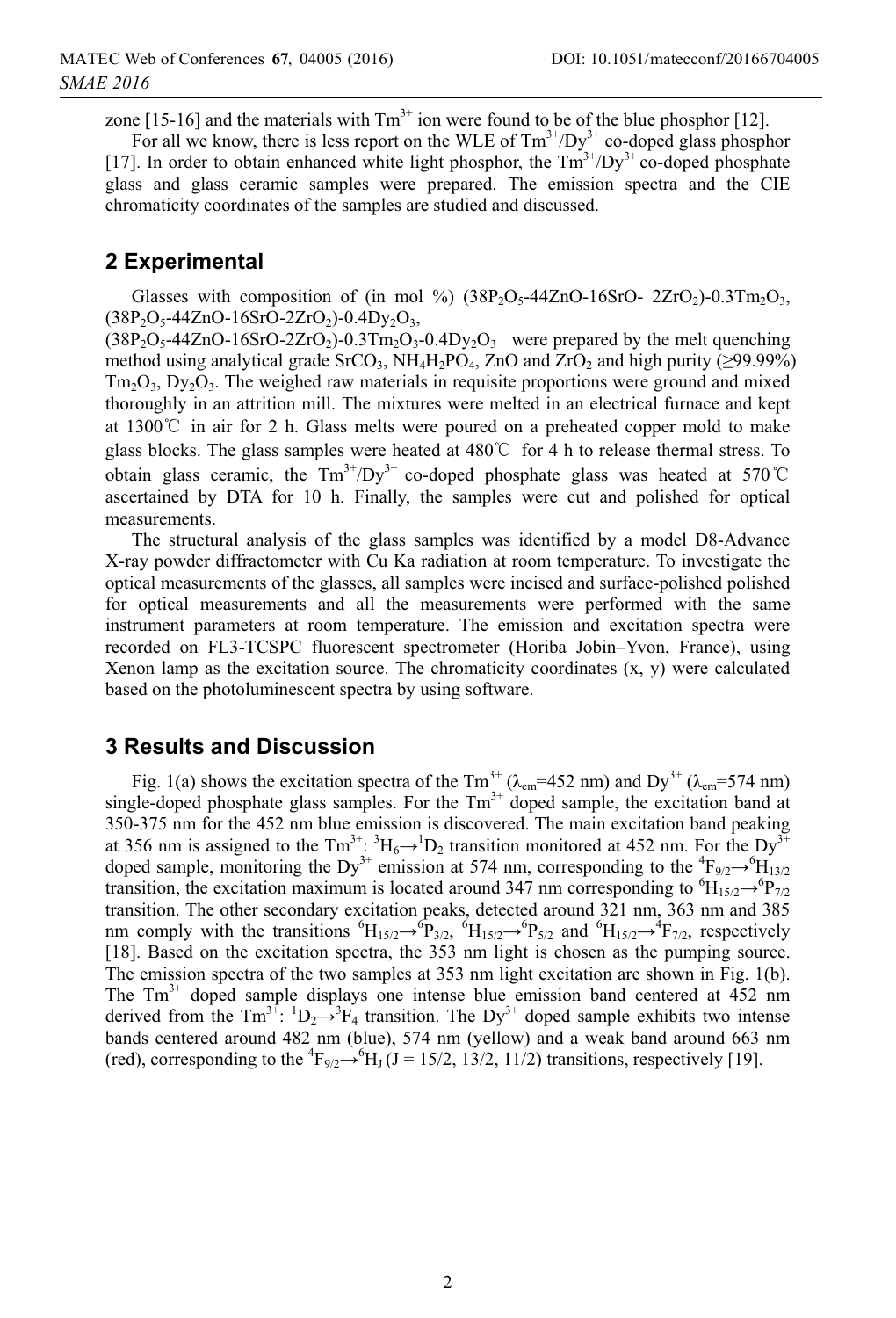zone [15-16] and the materials with $Tm^{3+}$ ion were found to be of the blue phosphor [12].

For all we know, there is less report on the WLE of $Tm^{3+}/Dy^{3+}$ co-doped glass phosphor [17]. In order to obtain enhanced white light phosphor, the $Tm^{3+}/Dy^{3+}$ co-doped phosphate glass and glass ceramic samples were prepared. The emission spectra and the CIE chromaticity coordinates of the samples are studied and discussed.

## 2 Experimental

Glasses with composition of (in mol %) $(38P_2O_5\text{-}44ZnO\text{-}16SrO\text{-}2ZrO_2)\text{-}0.3Tm_2O_3$, $(38P_2O_5\text{-}44ZnO\text{-}16SrO\text{-}2ZrO_2)\text{-}0.4Dy_2O_3$, $(38P_2O_5\text{-}44ZnO\text{-}16SrO\text{-}2ZrO_2)\text{-}0.3Tm_2O_3\text{-}0.4Dy_2O_3$ were prepared by the melt quenching method using analytical grade $SrCO_3$, $NH_4H_2PO_4$, ZnO and $ZrO_2$ and high purity (≥99.99%) $Tm_2O_3$, $Dy_2O_3$. The weighed raw materials in requisite proportions were ground and mixed thoroughly in an attrition mill. The mixtures were melted in an electrical furnace and kept at 1300℃ in air for 2 h. Glass melts were poured on a preheated copper mold to make glass blocks. The glass samples were heated at 480℃ for 4 h to release thermal stress. To obtain glass ceramic, the $Tm^{3+}/Dy^{3+}$ co-doped phosphate glass was heated at 570℃ ascertained by DTA for 10 h. Finally, the samples were cut and polished for optical measurements.

The structural analysis of the glass samples was identified by a model D8-Advance X-ray powder diffractometer with Cu Ka radiation at room temperature. To investigate the optical measurements of the glasses, all samples were incised and surface-polished polished for optical measurements and all the measurements were performed with the same instrument parameters at room temperature. The emission and excitation spectra were recorded on FL3-TCSPC fluorescent spectrometer (Horiba Jobin–Yvon, France), using Xenon lamp as the excitation source. The chromaticity coordinates (x, y) were calculated based on the photoluminescent spectra by using software.

## 3 Results and Discussion

Fig. 1(a) shows the excitation spectra of the $Tm^{3+}$ ($\lambda_{em}$=452 nm) and $Dy^{3+}$ ($\lambda_{em}$=574 nm) single-doped phosphate glass samples. For the $Tm^{3+}$ doped sample, the excitation band at 350-375 nm for the 452 nm blue emission is discovered. The main excitation band peaking at 356 nm is assigned to the $Tm^{3+}$: $^3H_6\rightarrow{}^1D_2$ transition monitored at 452 nm. For the $Dy^{3+}$ doped sample, monitoring the $Dy^{3+}$ emission at 574 nm, corresponding to the $^4F_{9/2}\rightarrow{}^6H_{13/2}$ transition, the excitation maximum is located around 347 nm corresponding to $^6H_{15/2}\rightarrow{}^6P_{7/2}$ transition. The other secondary excitation peaks, detected around 321 nm, 363 nm and 385 nm comply with the transitions $^6H_{15/2}\rightarrow{}^6P_{3/2}$, $^6H_{15/2}\rightarrow{}^6P_{5/2}$ and $^6H_{15/2}\rightarrow{}^4F_{7/2}$, respectively [18]. Based on the excitation spectra, the 353 nm light is chosen as the pumping source. The emission spectra of the two samples at 353 nm light excitation are shown in Fig. 1(b). The $Tm^{3+}$ doped sample displays one intense blue emission band centered at 452 nm derived from the $Tm^{3+}$: $^1D_2\rightarrow{}^3F_4$ transition. The $Dy^{3+}$ doped sample exhibits two intense bands centered around 482 nm (blue), 574 nm (yellow) and a weak band around 663 nm (red), corresponding to the $^4F_{9/2}\rightarrow{}^6H_J$ (J = 15/2, 13/2, 11/2) transitions, respectively [19].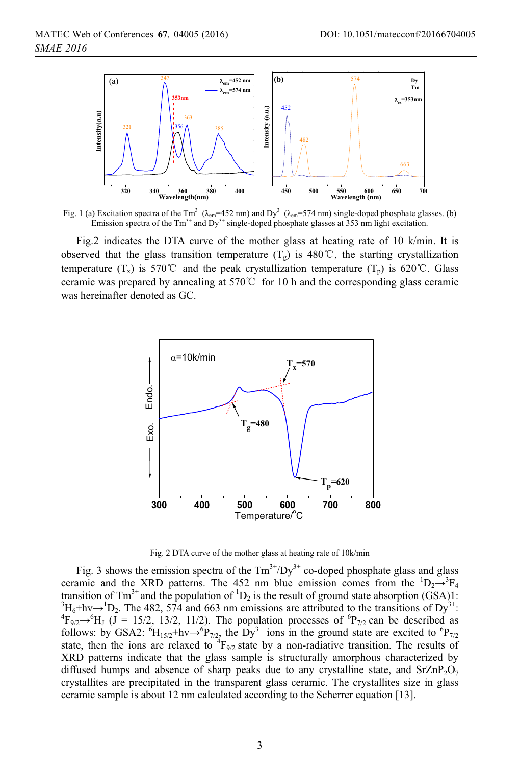Fig. 1 (a) Excitation spectra of the $Tm^{3+}$ ($\lambda_{em}$=452 nm) and $Dy^{3+}$ ($\lambda_{em}$=574 nm) single-doped phosphate glasses. (b) Emission spectra of the $Tm^{3+}$ and $Dy^{3+}$ single-doped phosphate glasses at 353 nm light excitation.

Fig.2 indicates the DTA curve of the mother glass at heating rate of 10 k/min. It is observed that the glass transition temperature ($T_g$) is 480℃, the starting crystallization temperature ($T_x$) is 570℃ and the peak crystallization temperature ($T_p$) is 620℃. Glass ceramic was prepared by annealing at 570℃ for 10 h and the corresponding glass ceramic was hereinafter denoted as GC.

Fig. 2 DTA curve of the mother glass at heating rate of 10k/min

Fig. 3 shows the emission spectra of the $Tm^{3+}$/$Dy^{3+}$ co-doped phosphate glass and glass ceramic and the XRD patterns. The 452 nm blue emission comes from the $^1D_2 \rightarrow ^3F_4$ transition of $Tm^{3+}$ and the population of $^1D_2$ is the result of ground state absorption (GSA)1: $^3H_6 + h\nu \rightarrow ^1D_2$. The 482, 574 and 663 nm emissions are attributed to the transitions of $Dy^{3+}$: $^4F_{9/2} \rightarrow ^6H_J$ (J = 15/2, 13/2, 11/2). The population processes of $^6P_{7/2}$ can be described as follows: by GSA2: $^6H_{15/2} + h\nu \rightarrow ^6P_{7/2}$, the $Dy^{3+}$ ions in the ground state are excited to $^6P_{7/2}$ state, then the ions are relaxed to $^4F_{9/2}$ state by a non-radiative transition. The results of XRD patterns indicate that the glass sample is structurally amorphous characterized by diffused humps and absence of sharp peaks due to any crystalline state, and $SrZnP_2O_7$ crystallites are precipitated in the transparent glass ceramic. The crystallites size in glass ceramic sample is about 12 nm calculated according to the Scherrer equation [13].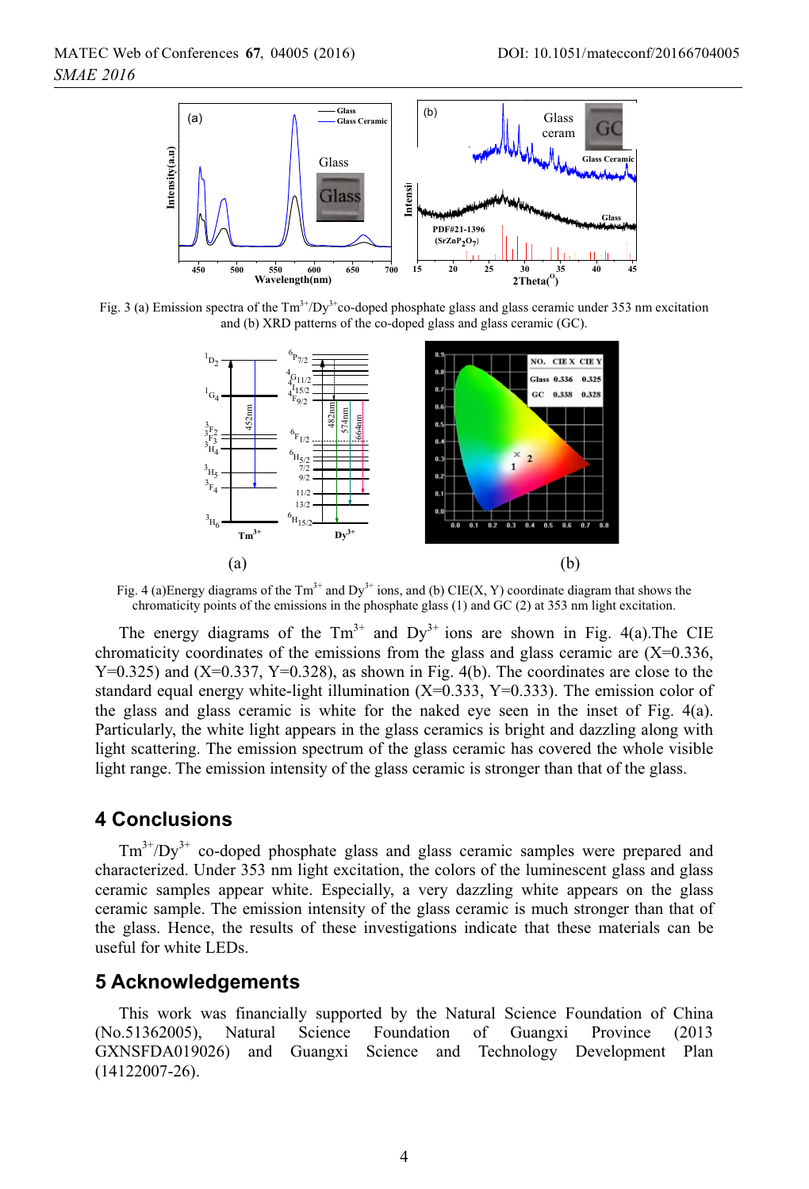Fig. 3 (a) Emission spectra of the $Tm^{3+}/Dy^{3+}$ co-doped phosphate glass and glass ceramic under 353 nm excitation and (b) XRD patterns of the co-doped glass and glass ceramic (GC).

Fig. 4 (a)Energy diagrams of the $Tm^{3+}$ and $Dy^{3+}$ ions, and (b) CIE(X, Y) coordinate diagram that shows the chromaticity points of the emissions in the phosphate glass (1) and GC (2) at 353 nm light excitation.

The energy diagrams of the $Tm^{3+}$ and $Dy^{3+}$ ions are shown in Fig. 4(a).The CIE chromaticity coordinates of the emissions from the glass and glass ceramic are (X=0.336, Y=0.325) and (X=0.337, Y=0.328), as shown in Fig. 4(b). The coordinates are close to the standard equal energy white-light illumination (X=0.333, Y=0.333). The emission color of the glass and glass ceramic is white for the naked eye seen in the inset of Fig. 4(a). Particularly, the white light appears in the glass ceramics is bright and dazzling along with light scattering. The emission spectrum of the glass ceramic has covered the whole visible light range. The emission intensity of the glass ceramic is stronger than that of the glass.

## 4 Conclusions

$Tm^{3+}/Dy^{3+}$ co-doped phosphate glass and glass ceramic samples were prepared and characterized. Under 353 nm light excitation, the colors of the luminescent glass and glass ceramic samples appear white. Especially, a very dazzling white appears on the glass ceramic sample. The emission intensity of the glass ceramic is much stronger than that of the glass. Hence, the results of these investigations indicate that these materials can be useful for white LEDs.

## 5 Acknowledgements

This work was financially supported by the Natural Science Foundation of China (No.51362005), Natural Science Foundation of Guangxi Province (2013 GXNSFDA019026) and Guangxi Science and Technology Development Plan (14122007-26).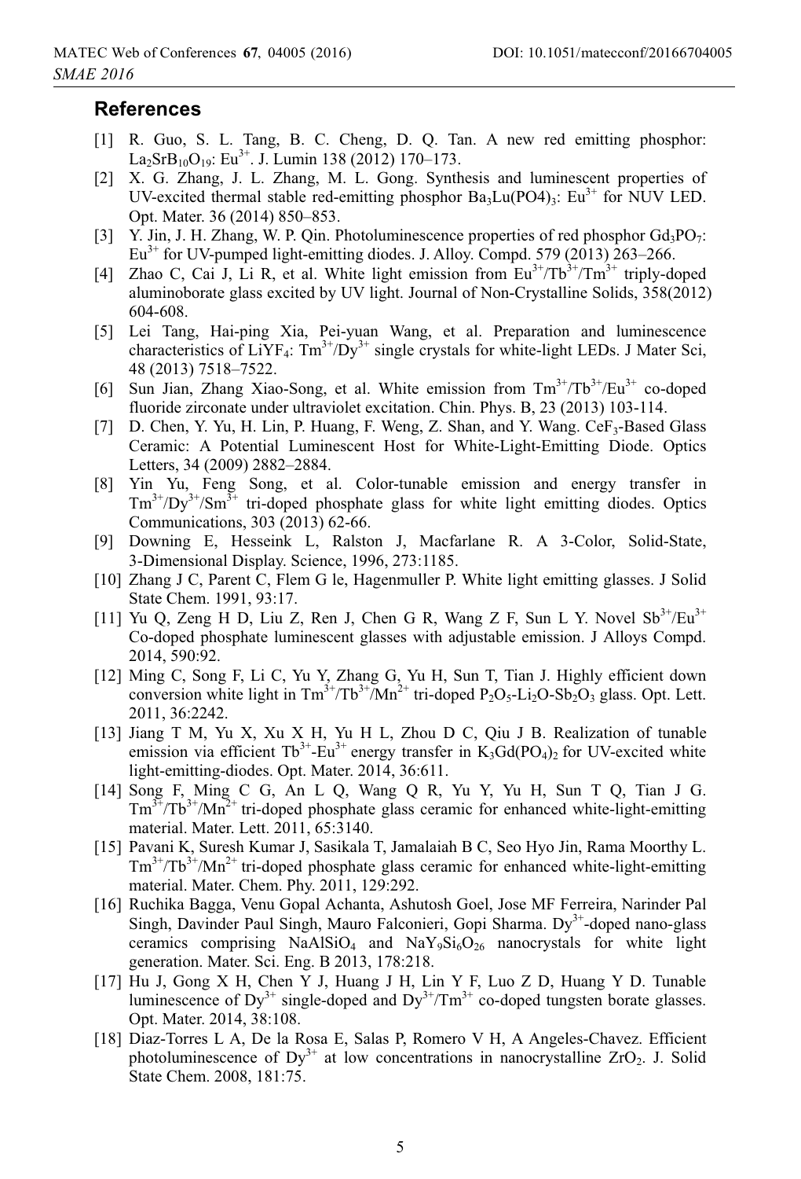## References

[1] R. Guo, S. L. Tang, B. C. Cheng, D. Q. Tan. A new red emitting phosphor: $La_2SrB_{10}O_{19}$: $Eu^{3+}$. J. Lumin 138 (2012) 170–173.

[2] X. G. Zhang, J. L. Zhang, M. L. Gong. Synthesis and luminescent properties of UV-excited thermal stable red-emitting phosphor $Ba_3Lu(PO4)_3$: $Eu^{3+}$ for NUV LED. Opt. Mater. 36 (2014) 850–853.

[3] Y. Jin, J. H. Zhang, W. P. Qin. Photoluminescence properties of red phosphor $Gd_3PO_7$: $Eu^{3+}$ for UV-pumped light-emitting diodes. J. Alloy. Compd. 579 (2013) 263–266.

[4] Zhao C, Cai J, Li R, et al. White light emission from $Eu^{3+}$/$Tb^{3+}$/$Tm^{3+}$ triply-doped aluminoborate glass excited by UV light. Journal of Non-Crystalline Solids, 358(2012) 604-608.

[5] Lei Tang, Hai-ping Xia, Pei-yuan Wang, et al. Preparation and luminescence characteristics of $LiYF_4$: $Tm^{3+}$/$Dy^{3+}$ single crystals for white-light LEDs. J Mater Sci, 48 (2013) 7518–7522.

[6] Sun Jian, Zhang Xiao-Song, et al. White emission from $Tm^{3+}$/$Tb^{3+}$/$Eu^{3+}$ co-doped fluoride zirconate under ultraviolet excitation. Chin. Phys. B, 23 (2013) 103-114.

[7] D. Chen, Y. Yu, H. Lin, P. Huang, F. Weng, Z. Shan, and Y. Wang. $CeF_3$-Based Glass Ceramic: A Potential Luminescent Host for White-Light-Emitting Diode. Optics Letters, 34 (2009) 2882–2884.

[8] Yin Yu, Feng Song, et al. Color-tunable emission and energy transfer in $Tm^{3+}$/$Dy^{3+}$/$Sm^{3+}$ tri-doped phosphate glass for white light emitting diodes. Optics Communications, 303 (2013) 62-66.

[9] Downing E, Hesseink L, Ralston J, Macfarlane R. A 3-Color, Solid-State, 3-Dimensional Display. Science, 1996, 273:1185.

[10] Zhang J C, Parent C, Flem G le, Hagenmuller P. White light emitting glasses. J Solid State Chem. 1991, 93:17.

[11] Yu Q, Zeng H D, Liu Z, Ren J, Chen G R, Wang Z F, Sun L Y. Novel $Sb^{3+}$/$Eu^{3+}$ Co-doped phosphate luminescent glasses with adjustable emission. J Alloys Compd. 2014, 590:92.

[12] Ming C, Song F, Li C, Yu Y, Zhang G, Yu H, Sun T, Tian J. Highly efficient down conversion white light in $Tm^{3+}$/$Tb^{3+}$/$Mn^{2+}$ tri-doped $P_2O_5$-$Li_2O$-$Sb_2O_3$ glass. Opt. Lett. 2011, 36:2242.

[13] Jiang T M, Yu X, Xu X H, Yu H L, Zhou D C, Qiu J B. Realization of tunable emission via efficient $Tb^{3+}$-$Eu^{3+}$ energy transfer in $K_3Gd(PO_4)_2$ for UV-excited white light-emitting-diodes. Opt. Mater. 2014, 36:611.

[14] Song F, Ming C G, An L Q, Wang Q R, Yu Y, Yu H, Sun T Q, Tian J G. $Tm^{3+}$/$Tb^{3+}$/$Mn^{2+}$ tri-doped phosphate glass ceramic for enhanced white-light-emitting material. Mater. Lett. 2011, 65:3140.

[15] Pavani K, Suresh Kumar J, Sasikala T, Jamalaiah B C, Seo Hyo Jin, Rama Moorthy L. $Tm^{3+}$/$Tb^{3+}$/$Mn^{2+}$ tri-doped phosphate glass ceramic for enhanced white-light-emitting material. Mater. Chem. Phy. 2011, 129:292.

[16] Ruchika Bagga, Venu Gopal Achanta, Ashutosh Goel, Jose MF Ferreira, Narinder Pal Singh, Davinder Paul Singh, Mauro Falconieri, Gopi Sharma. $Dy^{3+}$-doped nano-glass ceramics comprising $NaAlSiO_4$ and $NaY_9Si_6O_{26}$ nanocrystals for white light generation. Mater. Sci. Eng. B 2013, 178:218.

[17] Hu J, Gong X H, Chen Y J, Huang J H, Lin Y F, Luo Z D, Huang Y D. Tunable luminescence of $Dy^{3+}$ single-doped and $Dy^{3+}$/$Tm^{3+}$ co-doped tungsten borate glasses. Opt. Mater. 2014, 38:108.

[18] Diaz-Torres L A, De la Rosa E, Salas P, Romero V H, A Angeles-Chavez. Efficient photoluminescence of $Dy^{3+}$ at low concentrations in nanocrystalline $ZrO_2$. J. Solid State Chem. 2008, 181:75.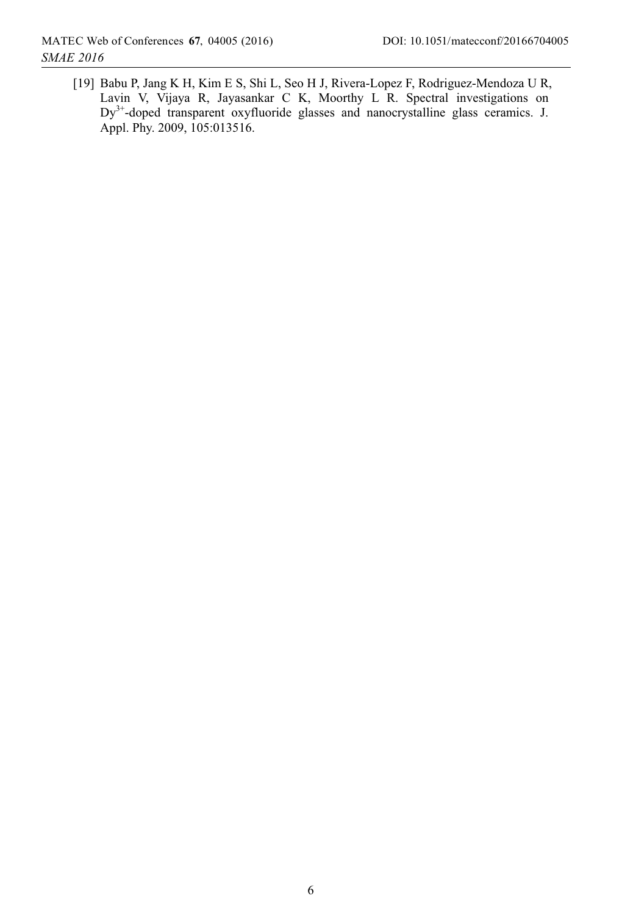[19] Babu P, Jang K H, Kim E S, Shi L, Seo H J, Rivera-Lopez F, Rodriguez-Mendoza U R, Lavin V, Vijaya R, Jayasankar C K, Moorthy L R. Spectral investigations on $Dy^{3+}$-doped transparent oxyfluoride glasses and nanocrystalline glass ceramics. J. Appl. Phy. 2009, 105:013516.